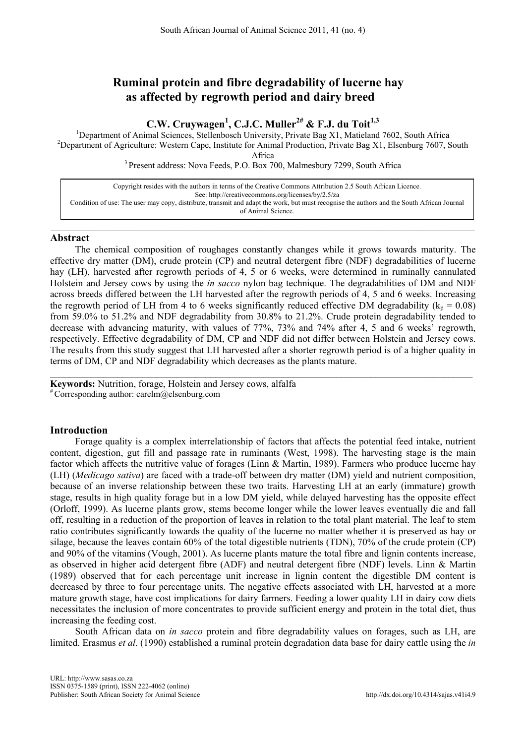# Ruminal protein and fibre degradability of lucerne hay as affected by regrowth period and dairy breed

**C.W. Cruywagen[1], C.J.C. Muller[2#] & F.J. du Toit[1,3]**

[1]Department of Animal Sciences, Stellenbosch University, Private Bag X1, Matieland 7602, South Africa
[2]Department of Agriculture: Western Cape, Institute for Animal Production, Private Bag X1, Elsenburg 7607, South Africa
[3]Present address: Nova Feeds, P.O. Box 700, Malmesbury 7299, South Africa

Copyright resides with the authors in terms of the Creative Commons Attribution 2.5 South African Licence.
See: http://creativecommons.org/licenses/by/2.5/za
Condition of use: The user may copy, distribute, transmit and adapt the work, but must recognise the authors and the South African Journal of Animal Science.

## Abstract

The chemical composition of roughages constantly changes while it grows towards maturity. The effective dry matter (DM), crude protein (CP) and neutral detergent fibre (NDF) degradabilities of lucerne hay (LH), harvested after regrowth periods of 4, 5 or 6 weeks, were determined in ruminally cannulated Holstein and Jersey cows by using the *in sacco* nylon bag technique. The degradabilities of DM and NDF across breeds differed between the LH harvested after the regrowth periods of 4, 5 and 6 weeks. Increasing the regrowth period of LH from 4 to 6 weeks significantly reduced effective DM degradability ($k_p = 0.08$) from 59.0% to 51.2% and NDF degradability from 30.8% to 21.2%. Crude protein degradability tended to decrease with advancing maturity, with values of 77%, 73% and 74% after 4, 5 and 6 weeks' regrowth, respectively. Effective degradability of DM, CP and NDF did not differ between Holstein and Jersey cows. The results from this study suggest that LH harvested after a shorter regrowth period is of a higher quality in terms of DM, CP and NDF degradability which decreases as the plants mature.

**Keywords:** Nutrition, forage, Holstein and Jersey cows, alfalfa
[#]Corresponding author: carelm@elsenburg.com

## Introduction

Forage quality is a complex interrelationship of factors that affects the potential feed intake, nutrient content, digestion, gut fill and passage rate in ruminants (West, 1998). The harvesting stage is the main factor which affects the nutritive value of forages (Linn & Martin, 1989). Farmers who produce lucerne hay (LH) (*Medicago sativa*) are faced with a trade-off between dry matter (DM) yield and nutrient composition, because of an inverse relationship between these two traits. Harvesting LH at an early (immature) growth stage, results in high quality forage but in a low DM yield, while delayed harvesting has the opposite effect (Orloff, 1999). As lucerne plants grow, stems become longer while the lower leaves eventually die and fall off, resulting in a reduction of the proportion of leaves in relation to the total plant material. The leaf to stem ratio contributes significantly towards the quality of the lucerne no matter whether it is preserved as hay or silage, because the leaves contain 60% of the total digestible nutrients (TDN), 70% of the crude protein (CP) and 90% of the vitamins (Vough, 2001). As lucerne plants mature the total fibre and lignin contents increase, as observed in higher acid detergent fibre (ADF) and neutral detergent fibre (NDF) levels. Linn & Martin (1989) observed that for each percentage unit increase in lignin content the digestible DM content is decreased by three to four percentage units. The negative effects associated with LH, harvested at a more mature growth stage, have cost implications for dairy farmers. Feeding a lower quality LH in dairy cow diets necessitates the inclusion of more concentrates to provide sufficient energy and protein in the total diet, thus increasing the feeding cost.

South African data on *in sacco* protein and fibre degradability values on forages, such as LH, are limited. Erasmus *et al*. (1990) established a ruminal protein degradation data base for dairy cattle using the *in*

URL: http://www.sasas.co.za
ISSN 0375-1589 (print), ISSN 222-4062 (online)
Publisher: South African Society for Animal Science
http://dx.doi.org/10.4314/sajas.v41i4.9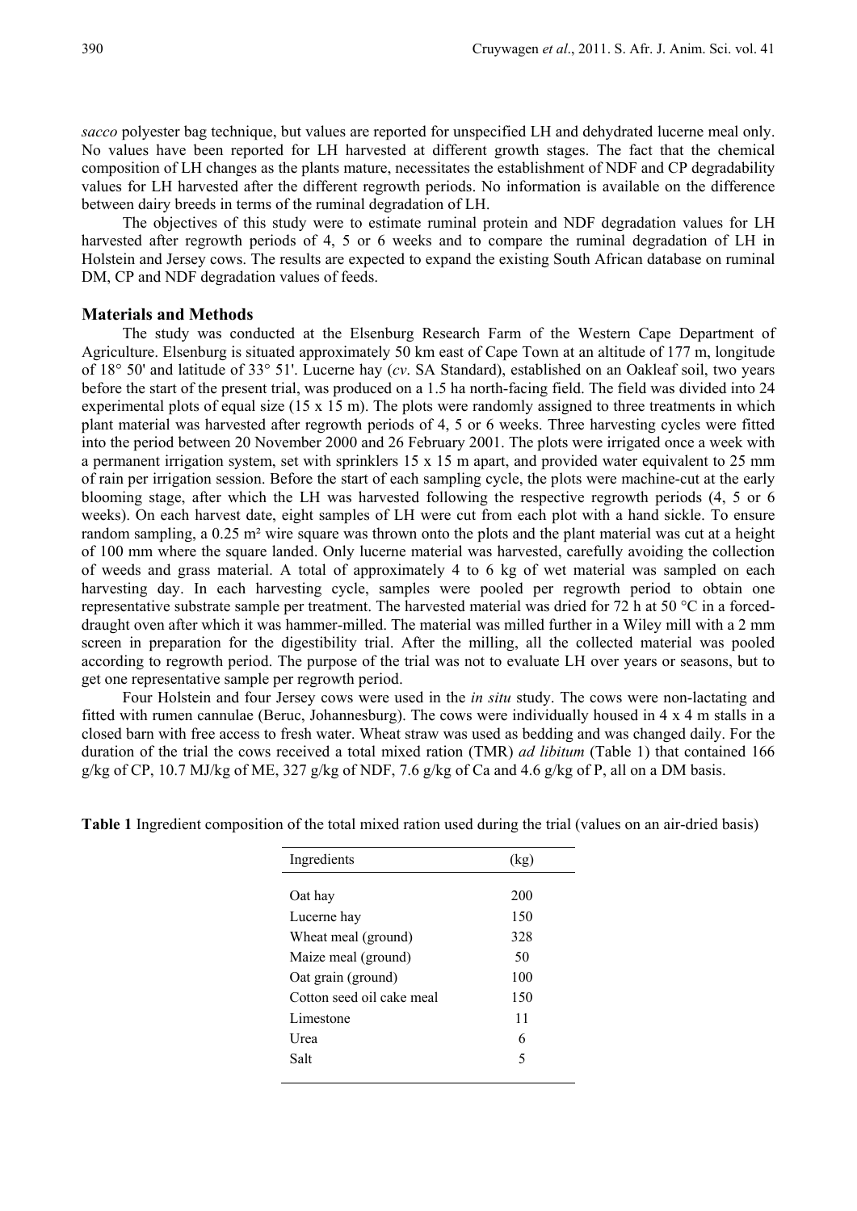*sacco* polyester bag technique, but values are reported for unspecified LH and dehydrated lucerne meal only. No values have been reported for LH harvested at different growth stages. The fact that the chemical composition of LH changes as the plants mature, necessitates the establishment of NDF and CP degradability values for LH harvested after the different regrowth periods. No information is available on the difference between dairy breeds in terms of the ruminal degradation of LH.

The objectives of this study were to estimate ruminal protein and NDF degradation values for LH harvested after regrowth periods of 4, 5 or 6 weeks and to compare the ruminal degradation of LH in Holstein and Jersey cows. The results are expected to expand the existing South African database on ruminal DM, CP and NDF degradation values of feeds.

## Materials and Methods

The study was conducted at the Elsenburg Research Farm of the Western Cape Department of Agriculture. Elsenburg is situated approximately 50 km east of Cape Town at an altitude of 177 m, longitude of 18° 50' and latitude of 33° 51'. Lucerne hay (*cv*. SA Standard), established on an Oakleaf soil, two years before the start of the present trial, was produced on a 1.5 ha north-facing field. The field was divided into 24 experimental plots of equal size (15 x 15 m). The plots were randomly assigned to three treatments in which plant material was harvested after regrowth periods of 4, 5 or 6 weeks. Three harvesting cycles were fitted into the period between 20 November 2000 and 26 February 2001. The plots were irrigated once a week with a permanent irrigation system, set with sprinklers 15 x 15 m apart, and provided water equivalent to 25 mm of rain per irrigation session. Before the start of each sampling cycle, the plots were machine-cut at the early blooming stage, after which the LH was harvested following the respective regrowth periods (4, 5 or 6 weeks). On each harvest date, eight samples of LH were cut from each plot with a hand sickle. To ensure random sampling, a 0.25 m² wire square was thrown onto the plots and the plant material was cut at a height of 100 mm where the square landed. Only lucerne material was harvested, carefully avoiding the collection of weeds and grass material. A total of approximately 4 to 6 kg of wet material was sampled on each harvesting day. In each harvesting cycle, samples were pooled per regrowth period to obtain one representative substrate sample per treatment. The harvested material was dried for 72 h at 50 °C in a forced-draught oven after which it was hammer-milled. The material was milled further in a Wiley mill with a 2 mm screen in preparation for the digestibility trial. After the milling, all the collected material was pooled according to regrowth period. The purpose of the trial was not to evaluate LH over years or seasons, but to get one representative sample per regrowth period.

Four Holstein and four Jersey cows were used in the *in situ* study. The cows were non-lactating and fitted with rumen cannulae (Beruc, Johannesburg). The cows were individually housed in 4 x 4 m stalls in a closed barn with free access to fresh water. Wheat straw was used as bedding and was changed daily. For the duration of the trial the cows received a total mixed ration (TMR) *ad libitum* (Table 1) that contained 166 g/kg of CP, 10.7 MJ/kg of ME, 327 g/kg of NDF, 7.6 g/kg of Ca and 4.6 g/kg of P, all on a DM basis.

**Table 1** Ingredient composition of the total mixed ration used during the trial (values on an air-dried basis)

| Ingredients | (kg) |
|---|---|
| Oat hay | 200 |
| Lucerne hay | 150 |
| Wheat meal (ground) | 328 |
| Maize meal (ground) | 50 |
| Oat grain (ground) | 100 |
| Cotton seed oil cake meal | 150 |
| Limestone | 11 |
| Urea | 6 |
| Salt | 5 |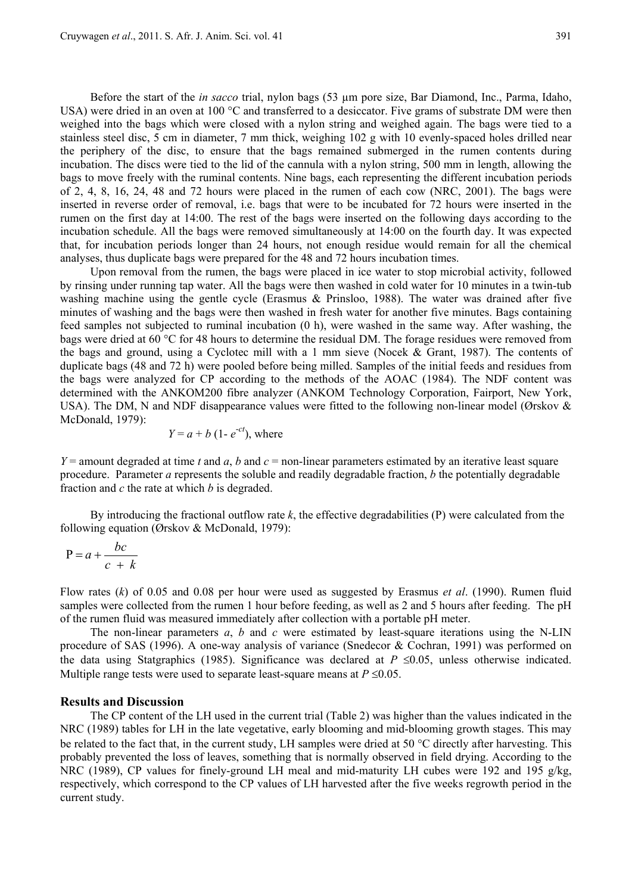Before the start of the *in sacco* trial, nylon bags (53 µm pore size, Bar Diamond, Inc., Parma, Idaho, USA) were dried in an oven at 100 °C and transferred to a desiccator. Five grams of substrate DM were then weighed into the bags which were closed with a nylon string and weighed again. The bags were tied to a stainless steel disc, 5 cm in diameter, 7 mm thick, weighing 102 g with 10 evenly-spaced holes drilled near the periphery of the disc, to ensure that the bags remained submerged in the rumen contents during incubation. The discs were tied to the lid of the cannula with a nylon string, 500 mm in length, allowing the bags to move freely with the ruminal contents. Nine bags, each representing the different incubation periods of 2, 4, 8, 16, 24, 48 and 72 hours were placed in the rumen of each cow (NRC, 2001). The bags were inserted in reverse order of removal, i.e. bags that were to be incubated for 72 hours were inserted in the rumen on the first day at 14:00. The rest of the bags were inserted on the following days according to the incubation schedule. All the bags were removed simultaneously at 14:00 on the fourth day. It was expected that, for incubation periods longer than 24 hours, not enough residue would remain for all the chemical analyses, thus duplicate bags were prepared for the 48 and 72 hours incubation times.

Upon removal from the rumen, the bags were placed in ice water to stop microbial activity, followed by rinsing under running tap water. All the bags were then washed in cold water for 10 minutes in a twin-tub washing machine using the gentle cycle (Erasmus & Prinsloo, 1988). The water was drained after five minutes of washing and the bags were then washed in fresh water for another five minutes. Bags containing feed samples not subjected to ruminal incubation (0 h), were washed in the same way. After washing, the bags were dried at 60 °C for 48 hours to determine the residual DM. The forage residues were removed from the bags and ground, using a Cyclotec mill with a 1 mm sieve (Nocek & Grant, 1987). The contents of duplicate bags (48 and 72 h) were pooled before being milled. Samples of the initial feeds and residues from the bags were analyzed for CP according to the methods of the AOAC (1984). The NDF content was determined with the ANKOM200 fibre analyzer (ANKOM Technology Corporation, Fairport, New York, USA). The DM, N and NDF disappearance values were fitted to the following non-linear model (Ørskov & McDonald, 1979):

$$Y = a + b\,(1 - e^{-ct}), \text{ where}$$

$Y$ = amount degraded at time $t$ and $a$, $b$ and $c$ = non-linear parameters estimated by an iterative least square procedure. Parameter $a$ represents the soluble and readily degradable fraction, $b$ the potentially degradable fraction and $c$ the rate at which $b$ is degraded.

By introducing the fractional outflow rate $k$, the effective degradabilities (P) were calculated from the following equation (Ørskov & McDonald, 1979):

$$P = a + \frac{bc}{c + k}$$

Flow rates ($k$) of 0.05 and 0.08 per hour were used as suggested by Erasmus *et al*. (1990). Rumen fluid samples were collected from the rumen 1 hour before feeding, as well as 2 and 5 hours after feeding. The pH of the rumen fluid was measured immediately after collection with a portable pH meter.

The non-linear parameters $a$, $b$ and $c$ were estimated by least-square iterations using the N-LIN procedure of SAS (1996). A one-way analysis of variance (Snedecor & Cochran, 1991) was performed on the data using Statgraphics (1985). Significance was declared at $P \leq 0.05$, unless otherwise indicated. Multiple range tests were used to separate least-square means at $P \leq 0.05$.

## Results and Discussion

The CP content of the LH used in the current trial (Table 2) was higher than the values indicated in the NRC (1989) tables for LH in the late vegetative, early blooming and mid-blooming growth stages. This may be related to the fact that, in the current study, LH samples were dried at 50 °C directly after harvesting. This probably prevented the loss of leaves, something that is normally observed in field drying. According to the NRC (1989), CP values for finely-ground LH meal and mid-maturity LH cubes were 192 and 195 g/kg, respectively, which correspond to the CP values of LH harvested after the five weeks regrowth period in the current study.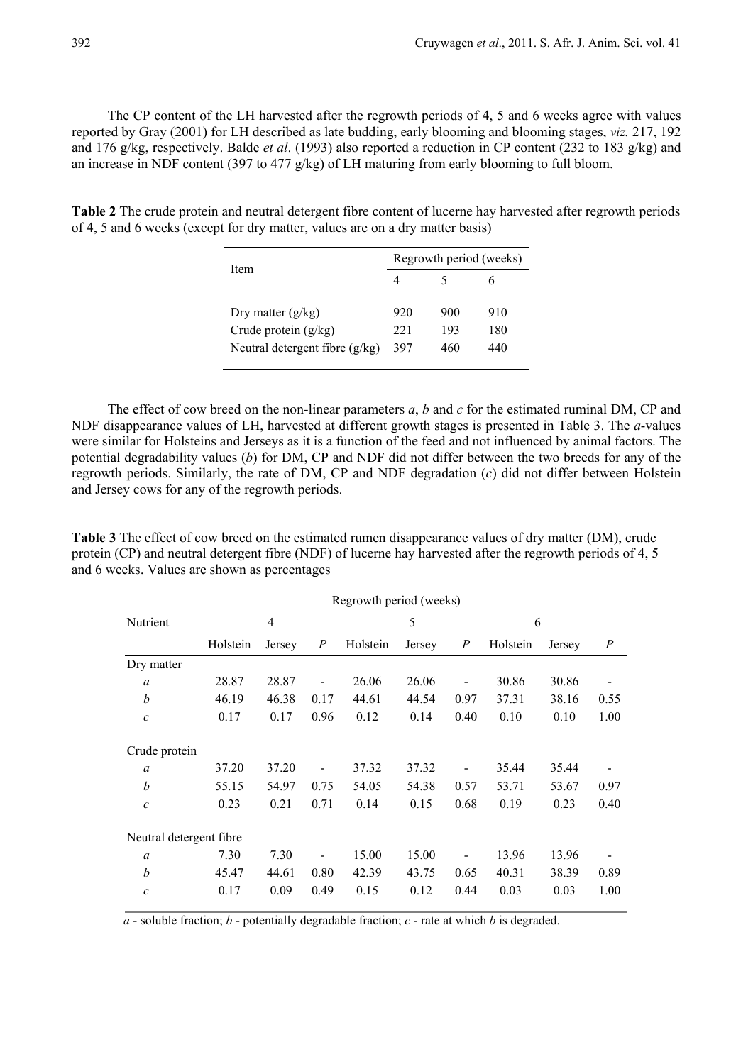The CP content of the LH harvested after the regrowth periods of 4, 5 and 6 weeks agree with values reported by Gray (2001) for LH described as late budding, early blooming and blooming stages, *viz.* 217, 192 and 176 g/kg, respectively. Balde *et al*. (1993) also reported a reduction in CP content (232 to 183 g/kg) and an increase in NDF content (397 to 477 g/kg) of LH maturing from early blooming to full bloom.

**Table 2** The crude protein and neutral detergent fibre content of lucerne hay harvested after regrowth periods of 4, 5 and 6 weeks (except for dry matter, values are on a dry matter basis)

| Item | Regrowth period (weeks) | | |
|---|---|---|---|
| | 4 | 5 | 6 |
| Dry matter (g/kg) | 920 | 900 | 910 |
| Crude protein (g/kg) | 221 | 193 | 180 |
| Neutral detergent fibre (g/kg) | 397 | 460 | 440 |

The effect of cow breed on the non-linear parameters *a*, *b* and *c* for the estimated ruminal DM, CP and NDF disappearance values of LH, harvested at different growth stages is presented in Table 3. The *a*-values were similar for Holsteins and Jerseys as it is a function of the feed and not influenced by animal factors. The potential degradability values (*b*) for DM, CP and NDF did not differ between the two breeds for any of the regrowth periods. Similarly, the rate of DM, CP and NDF degradation (*c*) did not differ between Holstein and Jersey cows for any of the regrowth periods.

**Table 3** The effect of cow breed on the estimated rumen disappearance values of dry matter (DM), crude protein (CP) and neutral detergent fibre (NDF) of lucerne hay harvested after the regrowth periods of 4, 5 and 6 weeks. Values are shown as percentages

| Nutrient | Regrowth period (weeks) | | | | | | | | |
|---|---|---|---|---|---|---|---|---|---|
| | 4 | | | 5 | | | 6 | | |
| | Holstein | Jersey | *P* | Holstein | Jersey | *P* | Holstein | Jersey | *P* |
| Dry matter | | | | | | | | | |
| *a* | 28.87 | 28.87 | - | 26.06 | 26.06 | - | 30.86 | 30.86 | - |
| *b* | 46.19 | 46.38 | 0.17 | 44.61 | 44.54 | 0.97 | 37.31 | 38.16 | 0.55 |
| *c* | 0.17 | 0.17 | 0.96 | 0.12 | 0.14 | 0.40 | 0.10 | 0.10 | 1.00 |
| Crude protein | | | | | | | | | |
| *a* | 37.20 | 37.20 | - | 37.32 | 37.32 | - | 35.44 | 35.44 | - |
| *b* | 55.15 | 54.97 | 0.75 | 54.05 | 54.38 | 0.57 | 53.71 | 53.67 | 0.97 |
| *c* | 0.23 | 0.21 | 0.71 | 0.14 | 0.15 | 0.68 | 0.19 | 0.23 | 0.40 |
| Neutral detergent fibre | | | | | | | | | |
| *a* | 7.30 | 7.30 | - | 15.00 | 15.00 | - | 13.96 | 13.96 | - |
| *b* | 45.47 | 44.61 | 0.80 | 42.39 | 43.75 | 0.65 | 40.31 | 38.39 | 0.89 |
| *c* | 0.17 | 0.09 | 0.49 | 0.15 | 0.12 | 0.44 | 0.03 | 0.03 | 1.00 |

*a* - soluble fraction; *b* - potentially degradable fraction; *c* - rate at which *b* is degraded.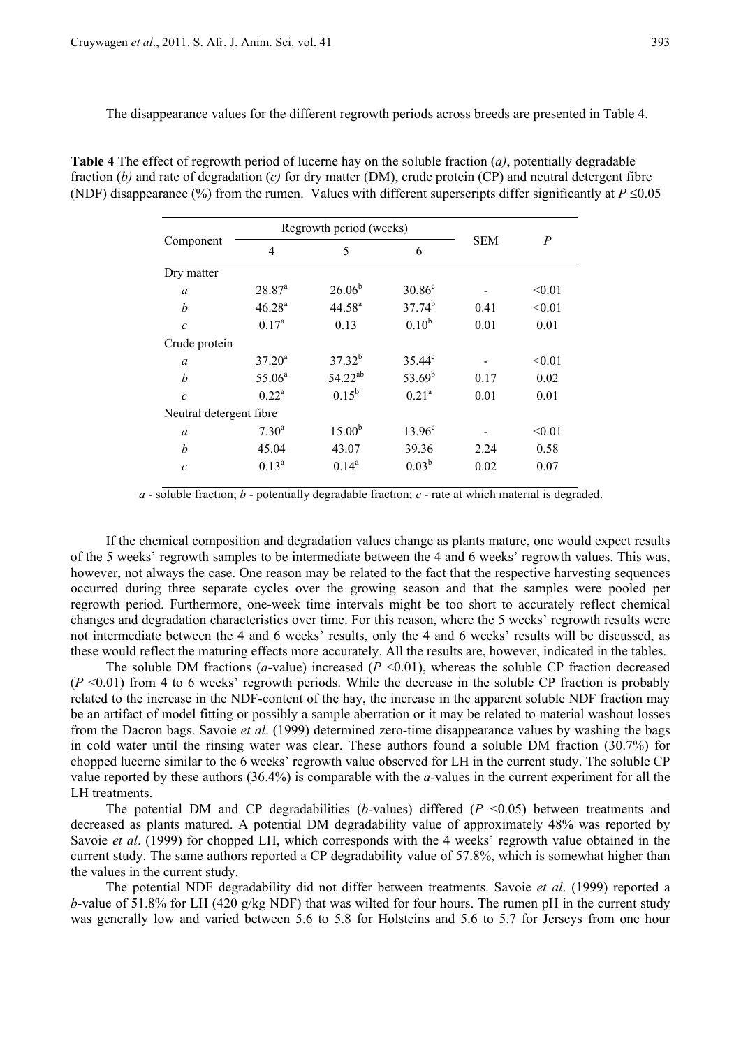The disappearance values for the different regrowth periods across breeds are presented in Table 4.

**Table 4** The effect of regrowth period of lucerne hay on the soluble fraction (*a)*, potentially degradable fraction (*b)* and rate of degradation (*c)* for dry matter (DM), crude protein (CP) and neutral detergent fibre (NDF) disappearance (%) from the rumen. Values with different superscripts differ significantly at $P \leq 0.05$

| Component | Regrowth period (weeks) | | | SEM | *P* |
|---|---|---|---|---|---|
| | 4 | 5 | 6 | | |
| Dry matter | | | | | |
| *a* | $28.87^{a}$ | $26.06^{b}$ | $30.86^{c}$ | - | <0.01 |
| *b* | $46.28^{a}$ | $44.58^{a}$ | $37.74^{b}$ | 0.41 | <0.01 |
| *c* | $0.17^{a}$ | 0.13 | $0.10^{b}$ | 0.01 | 0.01 |
| Crude protein | | | | | |
| *a* | $37.20^{a}$ | $37.32^{b}$ | $35.44^{c}$ | - | <0.01 |
| *b* | $55.06^{a}$ | $54.22^{ab}$ | $53.69^{b}$ | 0.17 | 0.02 |
| *c* | $0.22^{a}$ | $0.15^{b}$ | $0.21^{a}$ | 0.01 | 0.01 |
| Neutral detergent fibre | | | | | |
| *a* | $7.30^{a}$ | $15.00^{b}$ | $13.96^{c}$ | - | <0.01 |
| *b* | 45.04 | 43.07 | 39.36 | 2.24 | 0.58 |
| *c* | $0.13^{a}$ | $0.14^{a}$ | $0.03^{b}$ | 0.02 | 0.07 |

*a* - soluble fraction; *b* - potentially degradable fraction; *c* - rate at which material is degraded.

If the chemical composition and degradation values change as plants mature, one would expect results of the 5 weeks' regrowth samples to be intermediate between the 4 and 6 weeks' regrowth values. This was, however, not always the case. One reason may be related to the fact that the respective harvesting sequences occurred during three separate cycles over the growing season and that the samples were pooled per regrowth period. Furthermore, one-week time intervals might be too short to accurately reflect chemical changes and degradation characteristics over time. For this reason, where the 5 weeks' regrowth results were not intermediate between the 4 and 6 weeks' results, only the 4 and 6 weeks' results will be discussed, as these would reflect the maturing effects more accurately. All the results are, however, indicated in the tables.

The soluble DM fractions (*a*-value) increased ($P < 0.01$), whereas the soluble CP fraction decreased ($P < 0.01$) from 4 to 6 weeks' regrowth periods. While the decrease in the soluble CP fraction is probably related to the increase in the NDF-content of the hay, the increase in the apparent soluble NDF fraction may be an artifact of model fitting or possibly a sample aberration or it may be related to material washout losses from the Dacron bags. Savoie *et al*. (1999) determined zero-time disappearance values by washing the bags in cold water until the rinsing water was clear. These authors found a soluble DM fraction (30.7%) for chopped lucerne similar to the 6 weeks' regrowth value observed for LH in the current study. The soluble CP value reported by these authors (36.4%) is comparable with the *a*-values in the current experiment for all the LH treatments.

The potential DM and CP degradabilities (*b*-values) differed ($P < 0.05$) between treatments and decreased as plants matured. A potential DM degradability value of approximately 48% was reported by Savoie *et al*. (1999) for chopped LH, which corresponds with the 4 weeks' regrowth value obtained in the current study. The same authors reported a CP degradability value of 57.8%, which is somewhat higher than the values in the current study.

The potential NDF degradability did not differ between treatments. Savoie *et al*. (1999) reported a *b*-value of 51.8% for LH (420 g/kg NDF) that was wilted for four hours. The rumen pH in the current study was generally low and varied between 5.6 to 5.8 for Holsteins and 5.6 to 5.7 for Jerseys from one hour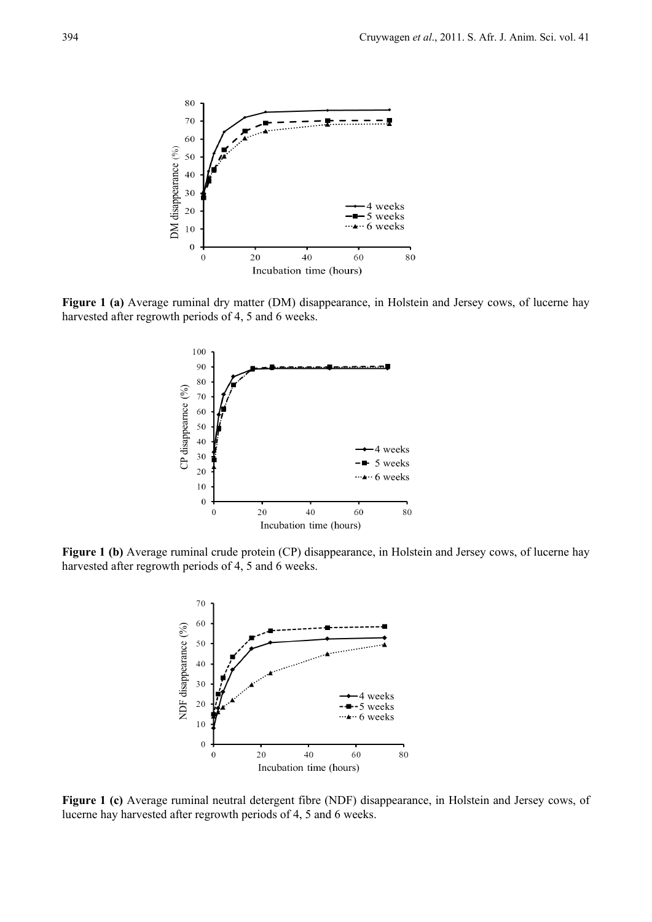**Figure 1 (a)** Average ruminal dry matter (DM) disappearance, in Holstein and Jersey cows, of lucerne hay harvested after regrowth periods of 4, 5 and 6 weeks.

**Figure 1 (b)** Average ruminal crude protein (CP) disappearance, in Holstein and Jersey cows, of lucerne hay harvested after regrowth periods of 4, 5 and 6 weeks.

**Figure 1 (c)** Average ruminal neutral detergent fibre (NDF) disappearance, in Holstein and Jersey cows, of lucerne hay harvested after regrowth periods of 4, 5 and 6 weeks.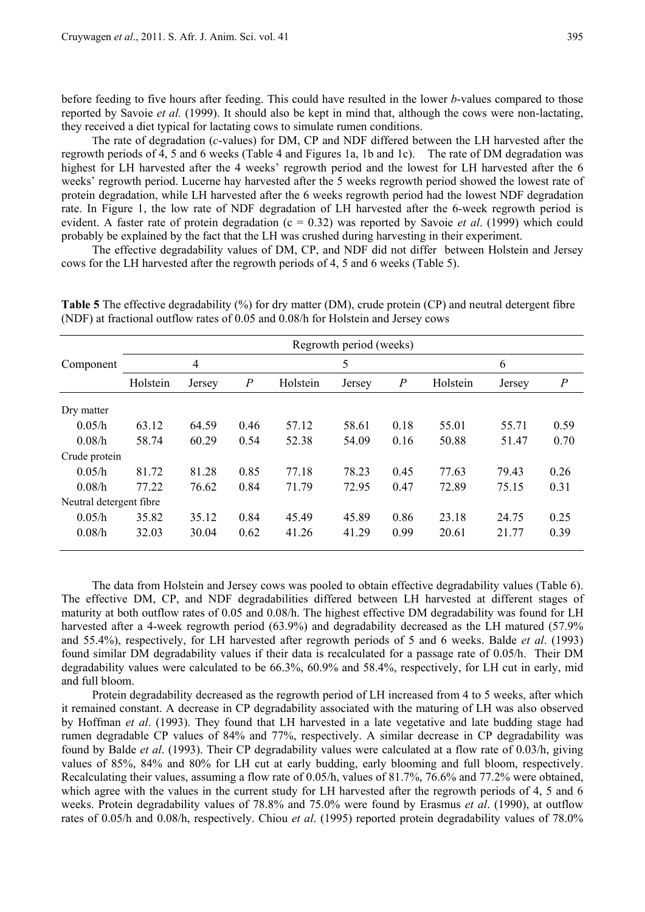before feeding to five hours after feeding. This could have resulted in the lower *b*-values compared to those reported by Savoie *et al.* (1999). It should also be kept in mind that, although the cows were non-lactating, they received a diet typical for lactating cows to simulate rumen conditions.

The rate of degradation (*c*-values) for DM, CP and NDF differed between the LH harvested after the regrowth periods of 4, 5 and 6 weeks (Table 4 and Figures 1a, 1b and 1c). The rate of DM degradation was highest for LH harvested after the 4 weeks' regrowth period and the lowest for LH harvested after the 6 weeks' regrowth period. Lucerne hay harvested after the 5 weeks regrowth period showed the lowest rate of protein degradation, while LH harvested after the 6 weeks regrowth period had the lowest NDF degradation rate. In Figure 1, the low rate of NDF degradation of LH harvested after the 6-week regrowth period is evident. A faster rate of protein degradation (c = 0.32) was reported by Savoie *et al*. (1999) which could probably be explained by the fact that the LH was crushed during harvesting in their experiment.

The effective degradability values of DM, CP, and NDF did not differ between Holstein and Jersey cows for the LH harvested after the regrowth periods of 4, 5 and 6 weeks (Table 5).

**Table 5** The effective degradability (%) for dry matter (DM), crude protein (CP) and neutral detergent fibre (NDF) at fractional outflow rates of 0.05 and 0.08/h for Holstein and Jersey cows

| Component | Regrowth period (weeks) | | | | | | | | |
|---|---|---|---|---|---|---|---|---|---|
| | 4 | | | 5 | | | 6 | | |
| | Holstein | Jersey | *P* | Holstein | Jersey | *P* | Holstein | Jersey | *P* |
| Dry matter | | | | | | | | | |
| 0.05/h | 63.12 | 64.59 | 0.46 | 57.12 | 58.61 | 0.18 | 55.01 | 55.71 | 0.59 |
| 0.08/h | 58.74 | 60.29 | 0.54 | 52.38 | 54.09 | 0.16 | 50.88 | 51.47 | 0.70 |
| Crude protein | | | | | | | | | |
| 0.05/h | 81.72 | 81.28 | 0.85 | 77.18 | 78.23 | 0.45 | 77.63 | 79.43 | 0.26 |
| 0.08/h | 77.22 | 76.62 | 0.84 | 71.79 | 72.95 | 0.47 | 72.89 | 75.15 | 0.31 |
| Neutral detergent fibre | | | | | | | | | |
| 0.05/h | 35.82 | 35.12 | 0.84 | 45.49 | 45.89 | 0.86 | 23.18 | 24.75 | 0.25 |
| 0.08/h | 32.03 | 30.04 | 0.62 | 41.26 | 41.29 | 0.99 | 20.61 | 21.77 | 0.39 |

The data from Holstein and Jersey cows was pooled to obtain effective degradability values (Table 6). The effective DM, CP, and NDF degradabilities differed between LH harvested at different stages of maturity at both outflow rates of 0.05 and 0.08/h. The highest effective DM degradability was found for LH harvested after a 4-week regrowth period (63.9%) and degradability decreased as the LH matured (57.9% and 55.4%), respectively, for LH harvested after regrowth periods of 5 and 6 weeks. Balde *et al*. (1993) found similar DM degradability values if their data is recalculated for a passage rate of 0.05/h. Their DM degradability values were calculated to be 66.3%, 60.9% and 58.4%, respectively, for LH cut in early, mid and full bloom.

Protein degradability decreased as the regrowth period of LH increased from 4 to 5 weeks, after which it remained constant. A decrease in CP degradability associated with the maturing of LH was also observed by Hoffman *et al*. (1993). They found that LH harvested in a late vegetative and late budding stage had rumen degradable CP values of 84% and 77%, respectively. A similar decrease in CP degradability was found by Balde *et al*. (1993). Their CP degradability values were calculated at a flow rate of 0.03/h, giving values of 85%, 84% and 80% for LH cut at early budding, early blooming and full bloom, respectively. Recalculating their values, assuming a flow rate of 0.05/h, values of 81.7%, 76.6% and 77.2% were obtained, which agree with the values in the current study for LH harvested after the regrowth periods of 4, 5 and 6 weeks. Protein degradability values of 78.8% and 75.0% were found by Erasmus *et al*. (1990), at outflow rates of 0.05/h and 0.08/h, respectively. Chiou *et al*. (1995) reported protein degradability values of 78.0%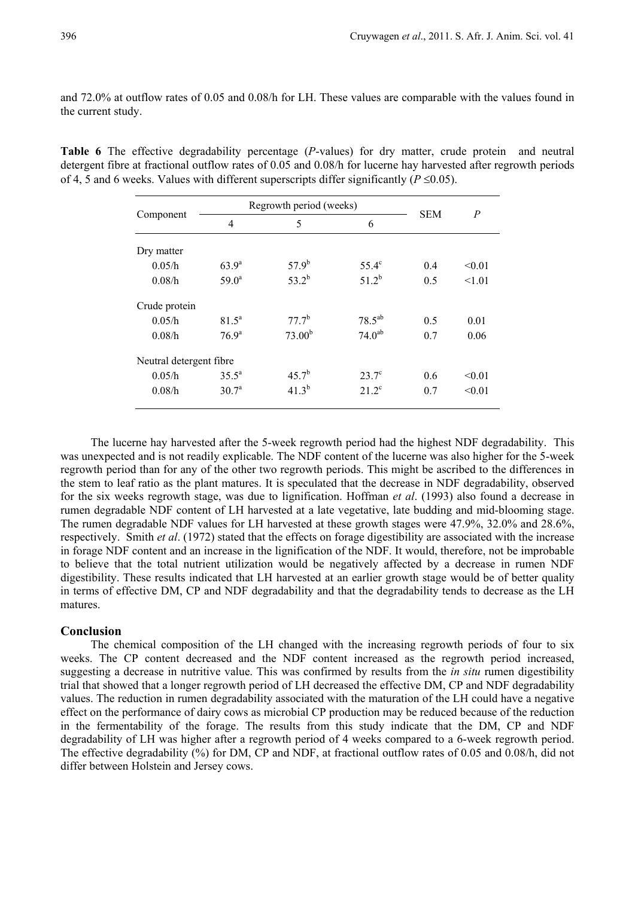and 72.0% at outflow rates of 0.05 and 0.08/h for LH. These values are comparable with the values found in the current study.

**Table 6** The effective degradability percentage (*P*-values) for dry matter, crude protein and neutral detergent fibre at fractional outflow rates of 0.05 and 0.08/h for lucerne hay harvested after regrowth periods of 4, 5 and 6 weeks. Values with different superscripts differ significantly ($P \leq 0.05$).

| Component | Regrowth period (weeks) | | | SEM | *P* |
|---|---|---|---|---|---|
| | 4 | 5 | 6 | | |
| Dry matter | | | | | |
| 0.05/h | $63.9^{a}$ | $57.9^{b}$ | $55.4^{c}$ | 0.4 | <0.01 |
| 0.08/h | $59.0^{a}$ | $53.2^{b}$ | $51.2^{b}$ | 0.5 | <1.01 |
| Crude protein | | | | | |
| 0.05/h | $81.5^{a}$ | $77.7^{b}$ | $78.5^{ab}$ | 0.5 | 0.01 |
| 0.08/h | $76.9^{a}$ | $73.00^{b}$ | $74.0^{ab}$ | 0.7 | 0.06 |
| Neutral detergent fibre | | | | | |
| 0.05/h | $35.5^{a}$ | $45.7^{b}$ | $23.7^{c}$ | 0.6 | <0.01 |
| 0.08/h | $30.7^{a}$ | $41.3^{b}$ | $21.2^{c}$ | 0.7 | <0.01 |

The lucerne hay harvested after the 5-week regrowth period had the highest NDF degradability. This was unexpected and is not readily explicable. The NDF content of the lucerne was also higher for the 5-week regrowth period than for any of the other two regrowth periods. This might be ascribed to the differences in the stem to leaf ratio as the plant matures. It is speculated that the decrease in NDF degradability, observed for the six weeks regrowth stage, was due to lignification. Hoffman *et al*. (1993) also found a decrease in rumen degradable NDF content of LH harvested at a late vegetative, late budding and mid-blooming stage. The rumen degradable NDF values for LH harvested at these growth stages were 47.9%, 32.0% and 28.6%, respectively. Smith *et al*. (1972) stated that the effects on forage digestibility are associated with the increase in forage NDF content and an increase in the lignification of the NDF. It would, therefore, not be improbable to believe that the total nutrient utilization would be negatively affected by a decrease in rumen NDF digestibility. These results indicated that LH harvested at an earlier growth stage would be of better quality in terms of effective DM, CP and NDF degradability and that the degradability tends to decrease as the LH matures.

## Conclusion

The chemical composition of the LH changed with the increasing regrowth periods of four to six weeks. The CP content decreased and the NDF content increased as the regrowth period increased, suggesting a decrease in nutritive value. This was confirmed by results from the *in situ* rumen digestibility trial that showed that a longer regrowth period of LH decreased the effective DM, CP and NDF degradability values. The reduction in rumen degradability associated with the maturation of the LH could have a negative effect on the performance of dairy cows as microbial CP production may be reduced because of the reduction in the fermentability of the forage. The results from this study indicate that the DM, CP and NDF degradability of LH was higher after a regrowth period of 4 weeks compared to a 6-week regrowth period. The effective degradability (%) for DM, CP and NDF, at fractional outflow rates of 0.05 and 0.08/h, did not differ between Holstein and Jersey cows.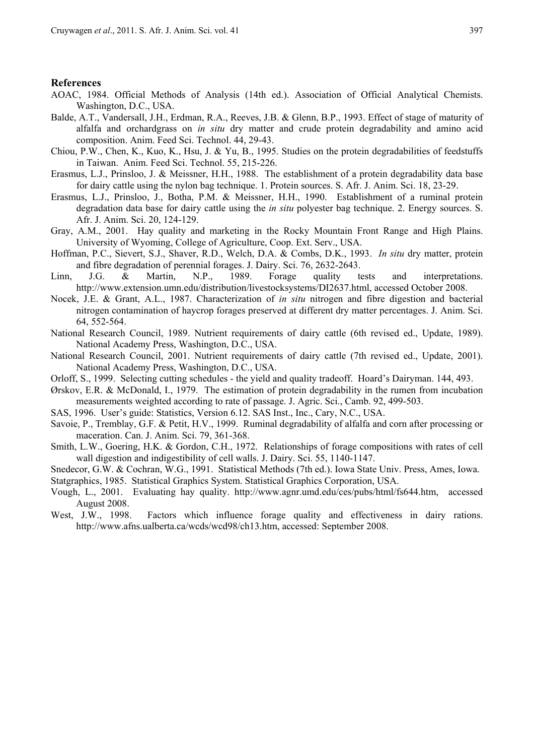## References

AOAC, 1984. Official Methods of Analysis (14th ed.). Association of Official Analytical Chemists. Washington, D.C., USA.

Balde, A.T., Vandersall, J.H., Erdman, R.A., Reeves, J.B. & Glenn, B.P., 1993. Effect of stage of maturity of alfalfa and orchardgrass on *in situ* dry matter and crude protein degradability and amino acid composition. Anim. Feed Sci. Technol. 44, 29-43.

Chiou, P.W., Chen, K., Kuo, K., Hsu, J. & Yu, B., 1995. Studies on the protein degradabilities of feedstuffs in Taiwan. Anim. Feed Sci. Technol. 55, 215-226.

Erasmus, L.J., Prinsloo, J. & Meissner, H.H., 1988. The establishment of a protein degradability data base for dairy cattle using the nylon bag technique. 1. Protein sources. S. Afr. J. Anim. Sci. 18, 23-29.

Erasmus, L.J., Prinsloo, J., Botha, P.M. & Meissner, H.H., 1990. Establishment of a ruminal protein degradation data base for dairy cattle using the *in situ* polyester bag technique. 2. Energy sources. S. Afr. J. Anim. Sci. 20, 124-129.

Gray, A.M., 2001. Hay quality and marketing in the Rocky Mountain Front Range and High Plains. University of Wyoming, College of Agriculture, Coop. Ext. Serv., USA.

Hoffman, P.C., Sievert, S.J., Shaver, R.D., Welch, D.A. & Combs, D.K., 1993. *In situ* dry matter, protein and fibre degradation of perennial forages. J. Dairy. Sci. 76, 2632-2643.

Linn, J.G. & Martin, N.P., 1989. Forage quality tests and interpretations. http://www.extension.umn.edu/distribution/livestocksystems/DI2637.html, accessed October 2008.

Nocek, J.E. & Grant, A.L., 1987. Characterization of *in situ* nitrogen and fibre digestion and bacterial nitrogen contamination of haycrop forages preserved at different dry matter percentages. J. Anim. Sci. 64, 552-564.

National Research Council, 1989. Nutrient requirements of dairy cattle (6th revised ed., Update, 1989). National Academy Press, Washington, D.C., USA.

National Research Council, 2001. Nutrient requirements of dairy cattle (7th revised ed., Update, 2001). National Academy Press, Washington, D.C., USA.

Orloff, S., 1999. Selecting cutting schedules - the yield and quality tradeoff. Hoard's Dairyman. 144, 493.

Ørskov, E.R. & McDonald, I., 1979. The estimation of protein degradability in the rumen from incubation measurements weighted according to rate of passage. J. Agric. Sci., Camb. 92, 499-503.

SAS, 1996. User's guide: Statistics, Version 6.12. SAS Inst., Inc., Cary, N.C., USA.

Savoie, P., Tremblay, G.F. & Petit, H.V., 1999. Ruminal degradability of alfalfa and corn after processing or maceration. Can. J. Anim. Sci. 79, 361-368.

Smith, L.W., Goering, H.K. & Gordon, C.H., 1972. Relationships of forage compositions with rates of cell wall digestion and indigestibility of cell walls. J. Dairy. Sci. 55, 1140-1147.

Snedecor, G.W. & Cochran, W.G., 1991. Statistical Methods (7th ed.). Iowa State Univ. Press, Ames, Iowa.

Statgraphics, 1985. Statistical Graphics System. Statistical Graphics Corporation, USA.

Vough, L., 2001. Evaluating hay quality. http://www.agnr.umd.edu/ces/pubs/html/fs644.htm, accessed August 2008.

West, J.W., 1998. Factors which influence forage quality and effectiveness in dairy rations. http://www.afns.ualberta.ca/wcds/wcd98/ch13.htm, accessed: September 2008.